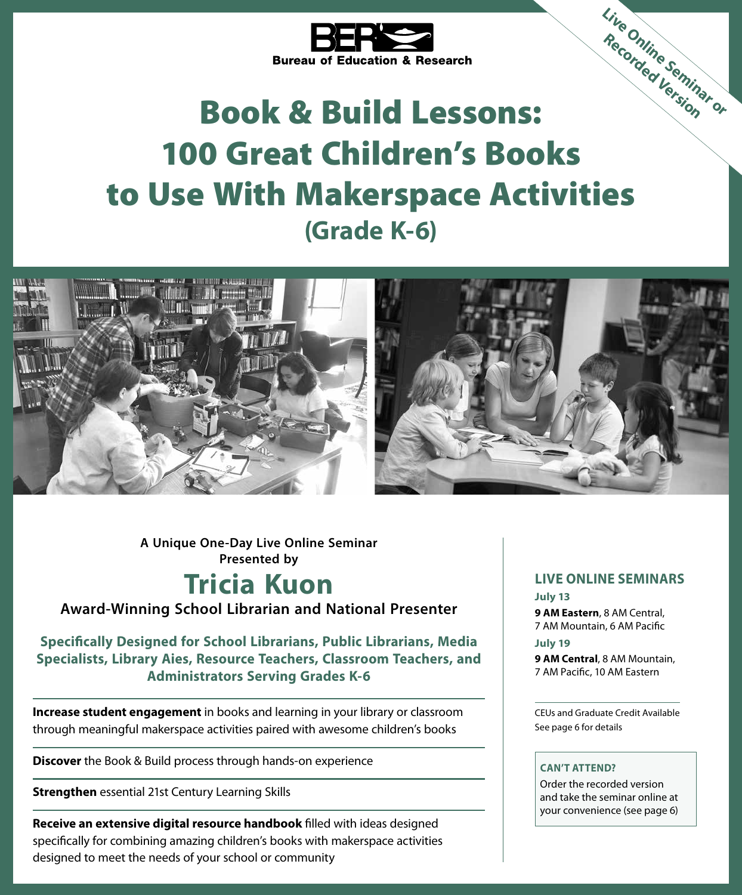BER Bureau of Education & Research

Live Online Seminar or Recorded Version

# Book & Build Lessons: 100 Great Children's Books to Use With Makerspace Activities

## (Grade K-6)

**A Unique One-Day Live Online Seminar Presented by**

## Tricia Kuon

**Award-Winning School Librarian and National Presenter**

**Specifically Designed for School Librarians, Public Librarians, Media Specialists, Library Aies, Resource Teachers, Classroom Teachers, and Administrators Serving Grades K-6**

**Increase student engagement** in books and learning in your library or classroom through meaningful makerspace activities paired with awesome children's books

**Discover** the Book & Build process through hands-on experience

**Strengthen** essential 21st Century Learning Skills

**Receive an extensive digital resource handbook** filled with ideas designed specifically for combining amazing children's books with makerspace activities designed to meet the needs of your school or community

### LIVE ONLINE SEMINARS

**July 13**

**9 AM Eastern**, 8 AM Central, 7 AM Mountain, 6 AM Pacific

**July 19**

**9 AM Central**, 8 AM Mountain, 7 AM Pacific, 10 AM Eastern

CEUs and Graduate Credit Available
See page 6 for details

**CAN'T ATTEND?**

Order the recorded version and take the seminar online at your convenience (see page 6)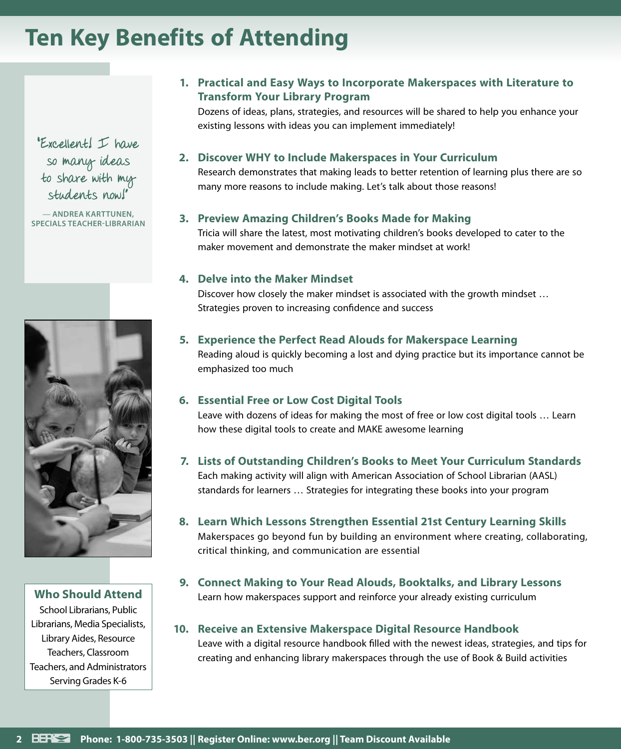# Ten Key Benefits of Attending

"Excellent! I have so many ideas to share with my students now!"

— ANDREA KARTTUNEN, SPECIALS TEACHER-LIBRARIAN

**Who Should Attend**

School Librarians, Public Librarians, Media Specialists, Library Aides, Resource Teachers, Classroom Teachers, and Administrators Serving Grades K-6

1. **Practical and Easy Ways to Incorporate Makerspaces with Literature to Transform Your Library Program**
   Dozens of ideas, plans, strategies, and resources will be shared to help you enhance your existing lessons with ideas you can implement immediately!

2. **Discover WHY to Include Makerspaces in Your Curriculum**
   Research demonstrates that making leads to better retention of learning plus there are so many more reasons to include making. Let's talk about those reasons!

3. **Preview Amazing Children's Books Made for Making**
   Tricia will share the latest, most motivating children's books developed to cater to the maker movement and demonstrate the maker mindset at work!

4. **Delve into the Maker Mindset**
   Discover how closely the maker mindset is associated with the growth mindset … Strategies proven to increasing confidence and success

5. **Experience the Perfect Read Alouds for Makerspace Learning**
   Reading aloud is quickly becoming a lost and dying practice but its importance cannot be emphasized too much

6. **Essential Free or Low Cost Digital Tools**
   Leave with dozens of ideas for making the most of free or low cost digital tools … Learn how these digital tools to create and MAKE awesome learning

7. **Lists of Outstanding Children's Books to Meet Your Curriculum Standards**
   Each making activity will align with American Association of School Librarian (AASL) standards for learners … Strategies for integrating these books into your program

8. **Learn Which Lessons Strengthen Essential 21st Century Learning Skills**
   Makerspaces go beyond fun by building an environment where creating, collaborating, critical thinking, and communication are essential

9. **Connect Making to Your Read Alouds, Booktalks, and Library Lessons**
   Learn how makerspaces support and reinforce your already existing curriculum

10. **Receive an Extensive Makerspace Digital Resource Handbook**
    Leave with a digital resource handbook filled with the newest ideas, strategies, and tips for creating and enhancing library makerspaces through the use of Book & Build activities

**Phone: 1-800-735-3503 || Register Online: www.ber.org || Team Discount Available**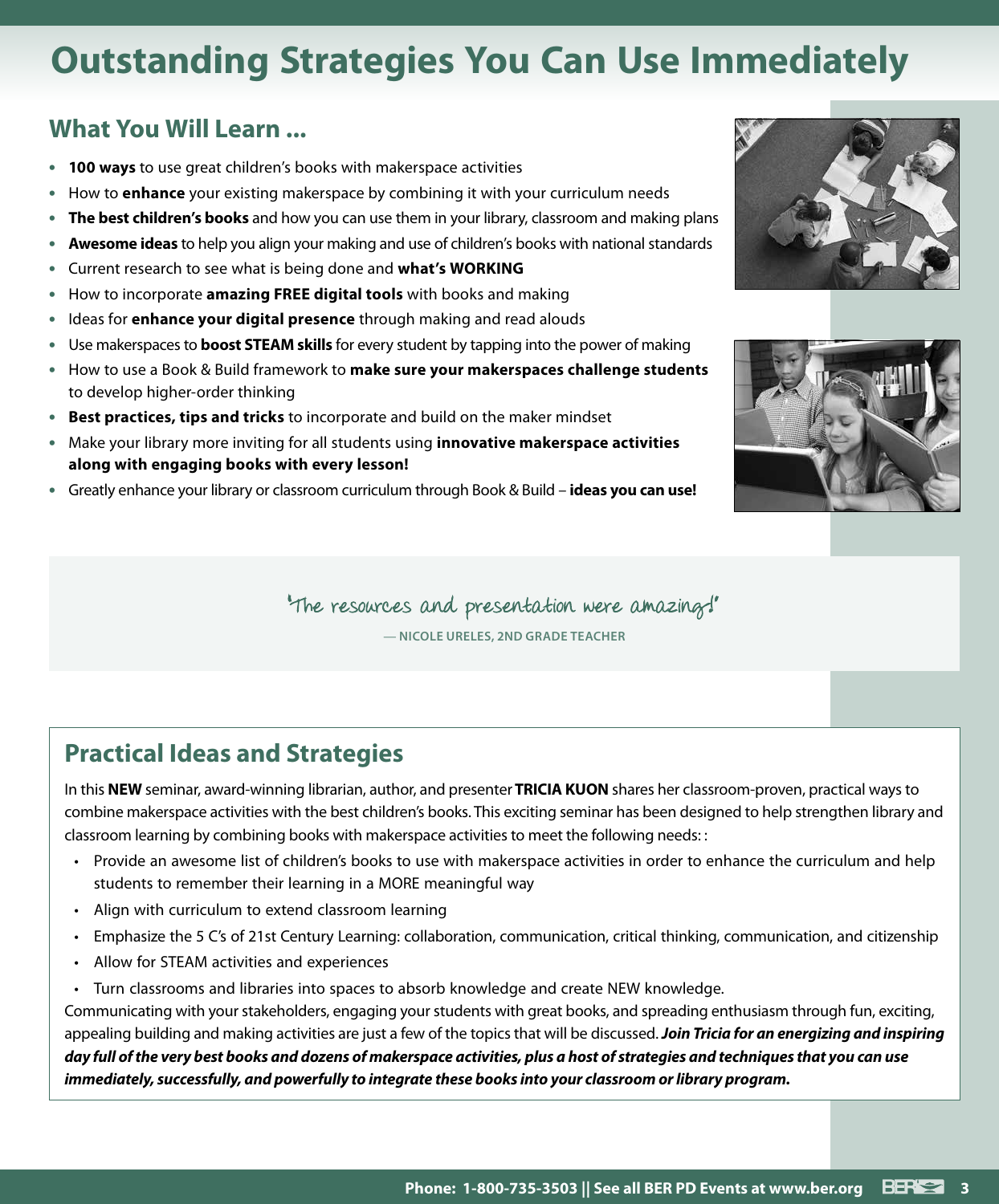# Outstanding Strategies You Can Use Immediately

## What You Will Learn ...

- **100 ways** to use great children's books with makerspace activities
- How to **enhance** your existing makerspace by combining it with your curriculum needs
- **The best children's books** and how you can use them in your library, classroom and making plans
- **Awesome ideas** to help you align your making and use of children's books with national standards
- Current research to see what is being done and **what's WORKING**
- How to incorporate **amazing FREE digital tools** with books and making
- Ideas for **enhance your digital presence** through making and read alouds
- Use makerspaces to **boost STEAM skills** for every student by tapping into the power of making
- How to use a Book & Build framework to **make sure your makerspaces challenge students** to develop higher-order thinking
- **Best practices, tips and tricks** to incorporate and build on the maker mindset
- Make your library more inviting for all students using **innovative makerspace activities along with engaging books with every lesson!**
- Greatly enhance your library or classroom curriculum through Book & Build – **ideas you can use!**

"The resources and presentation were amazing!"

— NICOLE URELES, 2ND GRADE TEACHER

## Practical Ideas and Strategies

In this **NEW** seminar, award-winning librarian, author, and presenter **TRICIA KUON** shares her classroom-proven, practical ways to combine makerspace activities with the best children's books. This exciting seminar has been designed to help strengthen library and classroom learning by combining books with makerspace activities to meet the following needs: :

- Provide an awesome list of children's books to use with makerspace activities in order to enhance the curriculum and help students to remember their learning in a MORE meaningful way
- Align with curriculum to extend classroom learning
- Emphasize the 5 C's of 21st Century Learning: collaboration, communication, critical thinking, communication, and citizenship
- Allow for STEAM activities and experiences
- Turn classrooms and libraries into spaces to absorb knowledge and create NEW knowledge.

Communicating with your stakeholders, engaging your students with great books, and spreading enthusiasm through fun, exciting, appealing building and making activities are just a few of the topics that will be discussed. ***Join Tricia for an energizing and inspiring day full of the very best books and dozens of makerspace activities, plus a host of strategies and techniques that you can use immediately, successfully, and powerfully to integrate these books into your classroom or library program.***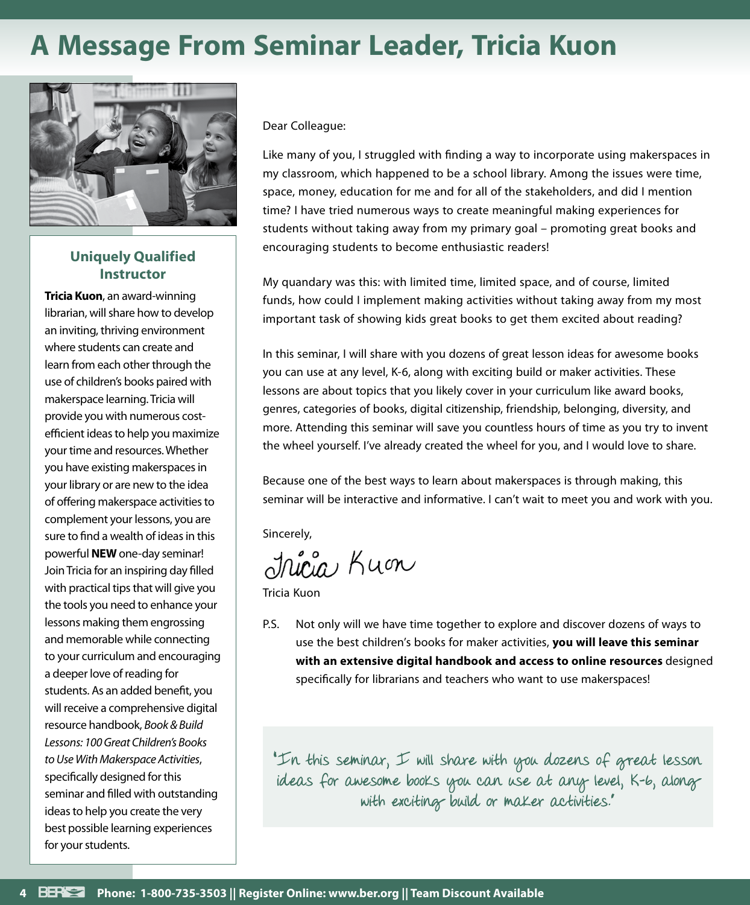# A Message From Seminar Leader, Tricia Kuon

### Uniquely Qualified Instructor

**Tricia Kuon**, an award-winning librarian, will share how to develop an inviting, thriving environment where students can create and learn from each other through the use of children's books paired with makerspace learning. Tricia will provide you with numerous cost-efficient ideas to help you maximize your time and resources. Whether you have existing makerspaces in your library or are new to the idea of offering makerspace activities to complement your lessons, you are sure to find a wealth of ideas in this powerful **NEW** one-day seminar! Join Tricia for an inspiring day filled with practical tips that will give you the tools you need to enhance your lessons making them engrossing and memorable while connecting to your curriculum and encouraging a deeper love of reading for students. As an added benefit, you will receive a comprehensive digital resource handbook, *Book & Build Lessons: 100 Great Children's Books to Use With Makerspace Activities*, specifically designed for this seminar and filled with outstanding ideas to help you create the very best possible learning experiences for your students.

Dear Colleague:

Like many of you, I struggled with finding a way to incorporate using makerspaces in my classroom, which happened to be a school library. Among the issues were time, space, money, education for me and for all of the stakeholders, and did I mention time? I have tried numerous ways to create meaningful making experiences for students without taking away from my primary goal – promoting great books and encouraging students to become enthusiastic readers!

My quandary was this: with limited time, limited space, and of course, limited funds, how could I implement making activities without taking away from my most important task of showing kids great books to get them excited about reading?

In this seminar, I will share with you dozens of great lesson ideas for awesome books you can use at any level, K-6, along with exciting build or maker activities. These lessons are about topics that you likely cover in your curriculum like award books, genres, categories of books, digital citizenship, friendship, belonging, diversity, and more. Attending this seminar will save you countless hours of time as you try to invent the wheel yourself. I've already created the wheel for you, and I would love to share.

Because one of the best ways to learn about makerspaces is through making, this seminar will be interactive and informative. I can't wait to meet you and work with you.

Sincerely,

Tricia Kuon

Tricia Kuon

P.S. Not only will we have time together to explore and discover dozens of ways to use the best children's books for maker activities, **you will leave this seminar with an extensive digital handbook and access to online resources** designed specifically for librarians and teachers who want to use makerspaces!

"In this seminar, I will share with you dozens of great lesson ideas for awesome books you can use at any level, K-6, along with exciting build or maker activities."

**Phone: 1-800-735-3503 || Register Online: www.ber.org || Team Discount Available**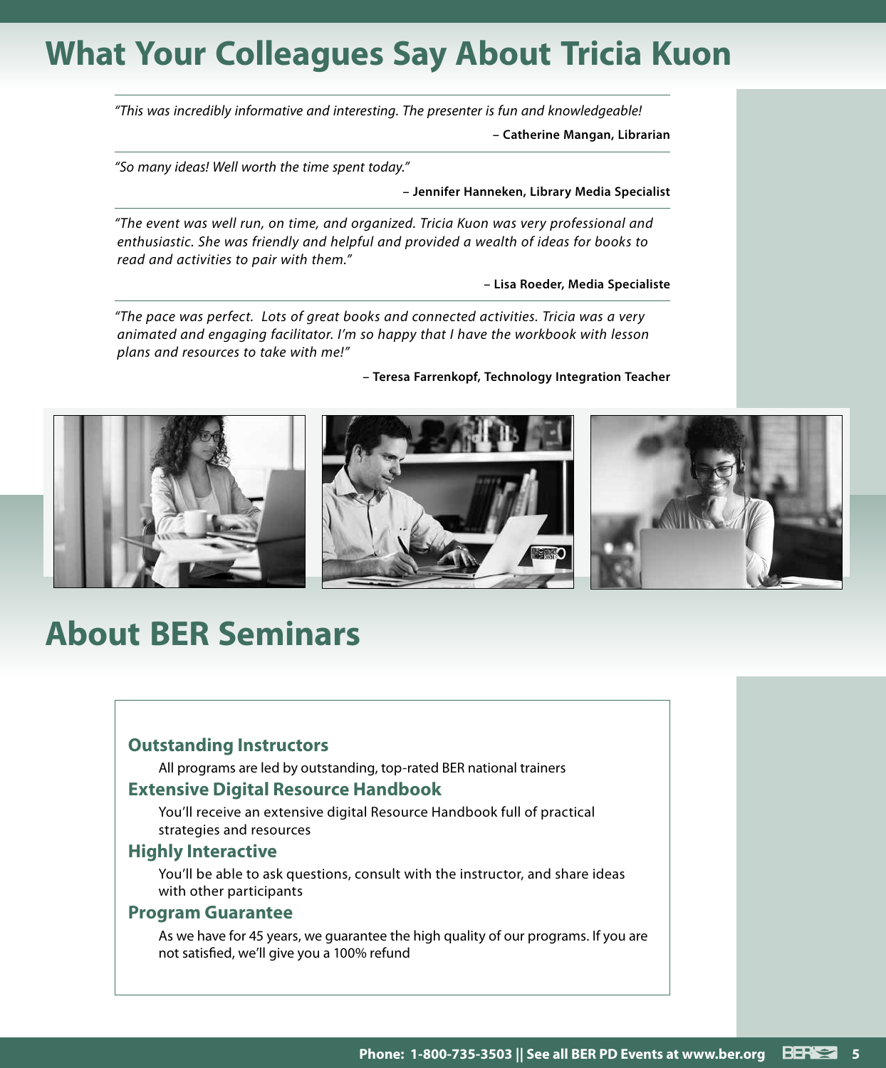# What Your Colleagues Say About Tricia Kuon

*"This was incredibly informative and interesting. The presenter is fun and knowledgeable!*

**– Catherine Mangan, Librarian**

*"So many ideas! Well worth the time spent today."*

**– Jennifer Hanneken, Library Media Specialist**

*"The event was well run, on time, and organized. Tricia Kuon was very professional and enthusiastic. She was friendly and helpful and provided a wealth of ideas for books to read and activities to pair with them."*

**– Lisa Roeder, Media Specialiste**

*"The pace was perfect. Lots of great books and connected activities. Tricia was a very animated and engaging facilitator. I'm so happy that I have the workbook with lesson plans and resources to take with me!"*

**– Teresa Farrenkopf, Technology Integration Teacher**

# About BER Seminars

### Outstanding Instructors

All programs are led by outstanding, top-rated BER national trainers

### Extensive Digital Resource Handbook

You'll receive an extensive digital Resource Handbook full of practical strategies and resources

### Highly Interactive

You'll be able to ask questions, consult with the instructor, and share ideas with other participants

### Program Guarantee

As we have for 45 years, we guarantee the high quality of our programs. If you are not satisfied, we'll give you a 100% refund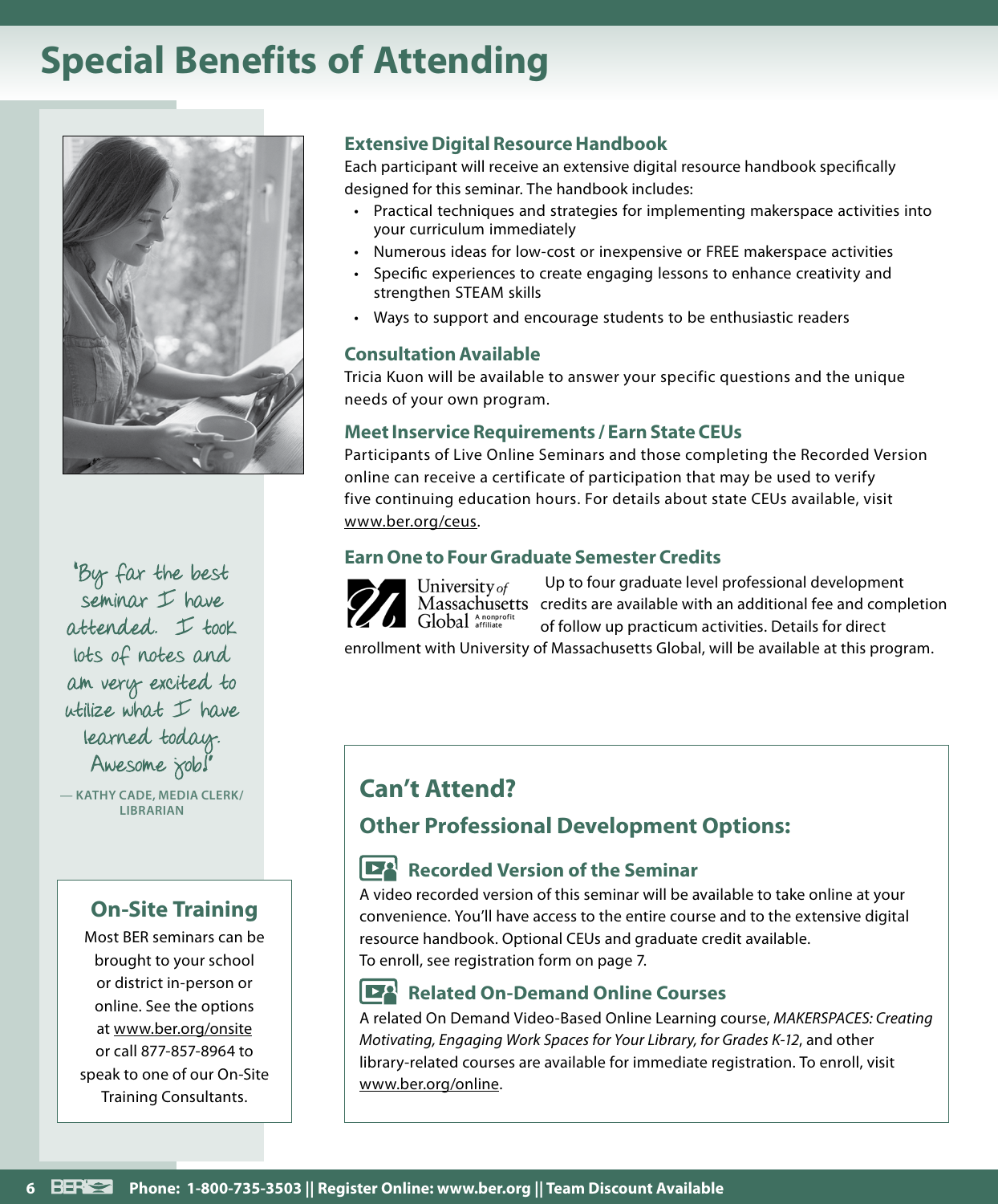# Special Benefits of Attending

"By far the best seminar I have attended. I took lots of notes and am very excited to utilize what I have learned today. Awesome job!"

— KATHY CADE, MEDIA CLERK/ LIBRARIAN

## On-Site Training

Most BER seminars can be brought to your school or district in-person or online. See the options at www.ber.org/onsite or call 877-857-8964 to speak to one of our On-Site Training Consultants.

### Extensive Digital Resource Handbook

Each participant will receive an extensive digital resource handbook specifically designed for this seminar. The handbook includes:

- Practical techniques and strategies for implementing makerspace activities into your curriculum immediately
- Numerous ideas for low-cost or inexpensive or FREE makerspace activities
- Specific experiences to create engaging lessons to enhance creativity and strengthen STEAM skills
- Ways to support and encourage students to be enthusiastic readers

### Consultation Available

Tricia Kuon will be available to answer your specific questions and the unique needs of your own program.

### Meet Inservice Requirements / Earn State CEUs

Participants of Live Online Seminars and those completing the Recorded Version online can receive a certificate of participation that may be used to verify five continuing education hours. For details about state CEUs available, visit www.ber.org/ceus.

### Earn One to Four Graduate Semester Credits

University of Massachusetts Global A nonprofit affiliate

Up to four graduate level professional development credits are available with an additional fee and completion of follow up practicum activities. Details for direct enrollment with University of Massachusetts Global, will be available at this program.

## Can't Attend?

### Other Professional Development Options:

#### Recorded Version of the Seminar

A video recorded version of this seminar will be available to take online at your convenience. You'll have access to the entire course and to the extensive digital resource handbook. Optional CEUs and graduate credit available.
To enroll, see registration form on page 7.

#### Related On-Demand Online Courses

A related On Demand Video-Based Online Learning course, *MAKERSPACES: Creating Motivating, Engaging Work Spaces for Your Library, for Grades K-12*, and other library-related courses are available for immediate registration. To enroll, visit www.ber.org/online.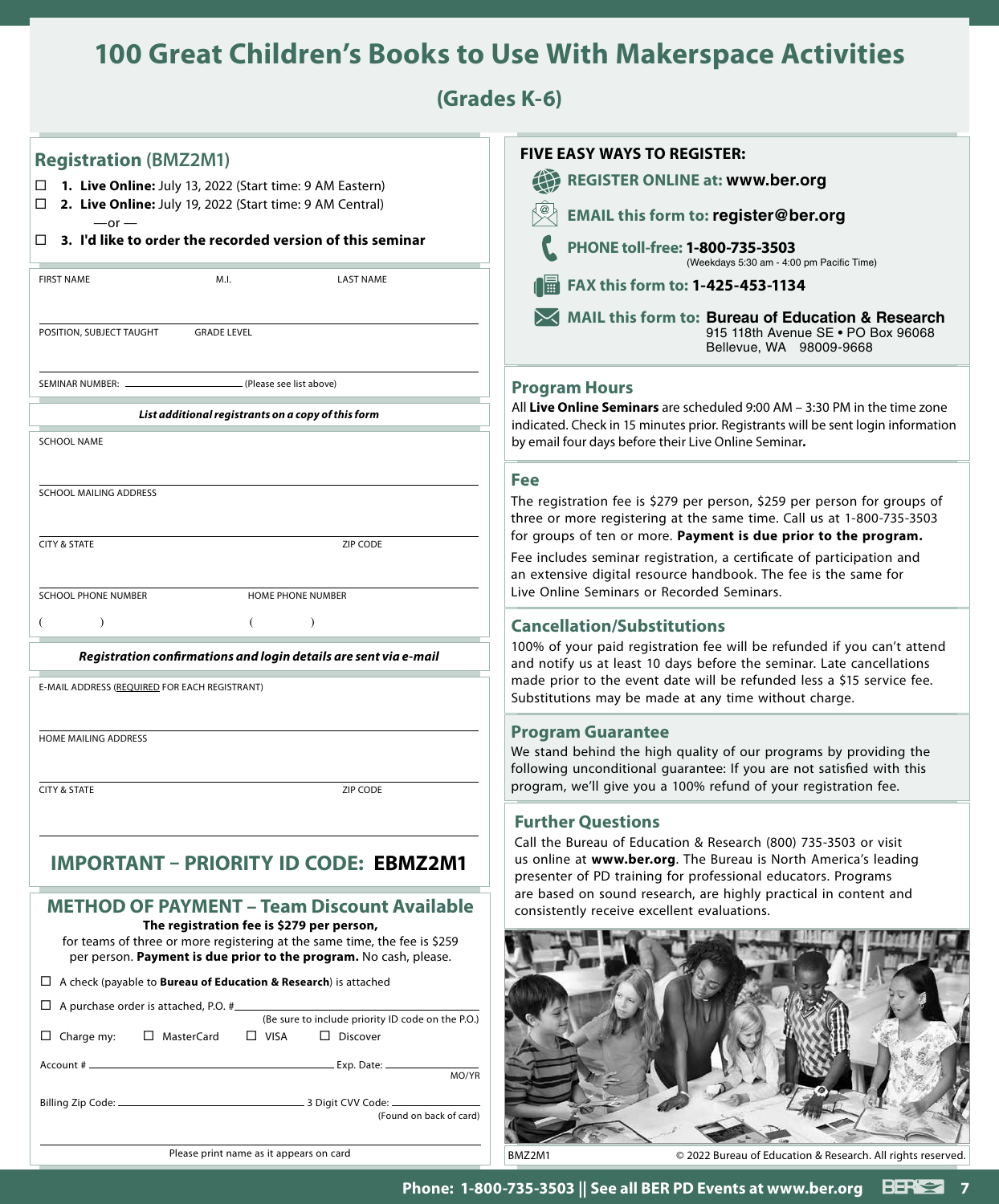# 100 Great Children's Books to Use With Makerspace Activities

## (Grades K-6)

## Registration (BMZ2M1)

☐ **1. Live Online:** July 13, 2022 (Start time: 9 AM Eastern)

☐ **2. Live Online:** July 19, 2022 (Start time: 9 AM Central)

—or —

☐ **3. I'd like to order the recorded version of this seminar**

FIRST NAME M.I. LAST NAME

POSITION, SUBJECT TAUGHT GRADE LEVEL

SEMINAR NUMBER: ______________ (Please see list above)

***List additional registrants on a copy of this form***

SCHOOL NAME

SCHOOL MAILING ADDRESS

CITY & STATE ZIP CODE

SCHOOL PHONE NUMBER HOME PHONE NUMBER

( ) ( )

***Registration confirmations and login details are sent via e-mail***

E-MAIL ADDRESS (REQUIRED FOR EACH REGISTRANT)

HOME MAILING ADDRESS

CITY & STATE ZIP CODE

## IMPORTANT – PRIORITY ID CODE: EBMZ2M1

## METHOD OF PAYMENT – Team Discount Available

**The registration fee is $279 per person,** for teams of three or more registering at the same time, the fee is $259 per person. **Payment is due prior to the program.** No cash, please.

☐ A check (payable to **Bureau of Education & Research**) is attached

☐ A purchase order is attached, P.O. # ______________ (Be sure to include priority ID code on the P.O.)

☐ Charge my: ☐ MasterCard ☐ VISA ☐ Discover

Account # ______________ Exp. Date: ______ MO/YR

Billing Zip Code: ______________ 3 Digit CVV Code: ______ (Found on back of card)

______________

Please print name as it appears on card

## FIVE EASY WAYS TO REGISTER:

**REGISTER ONLINE at: www.ber.org**

**EMAIL this form to: register@ber.org**

**PHONE toll-free: 1-800-735-3503** (Weekdays 5:30 am - 4:00 pm Pacific Time)

**FAX this form to: 1-425-453-1134**

**MAIL this form to: Bureau of Education & Research**
915 118th Avenue SE • PO Box 96068
Bellevue, WA 98009-9668

## Program Hours

All **Live Online Seminars** are scheduled 9:00 AM – 3:30 PM in the time zone indicated. Check in 15 minutes prior. Registrants will be sent login information by email four days before their Live Online Seminar**.**

## Fee

The registration fee is $279 per person, $259 per person for groups of three or more registering at the same time. Call us at 1-800-735-3503 for groups of ten or more. **Payment is due prior to the program.**

Fee includes seminar registration, a certificate of participation and an extensive digital resource handbook. The fee is the same for Live Online Seminars or Recorded Seminars.

## Cancellation/Substitutions

100% of your paid registration fee will be refunded if you can't attend and notify us at least 10 days before the seminar. Late cancellations made prior to the event date will be refunded less a $15 service fee. Substitutions may be made at any time without charge.

## Program Guarantee

We stand behind the high quality of our programs by providing the following unconditional guarantee: If you are not satisfied with this program, we'll give you a 100% refund of your registration fee.

## Further Questions

Call the Bureau of Education & Research (800) 735-3503 or visit us online at **www.ber.org**. The Bureau is North America's leading presenter of PD training for professional educators. Programs are based on sound research, are highly practical in content and consistently receive excellent evaluations.

BMZ2M1 © 2022 Bureau of Education & Research. All rights reserved.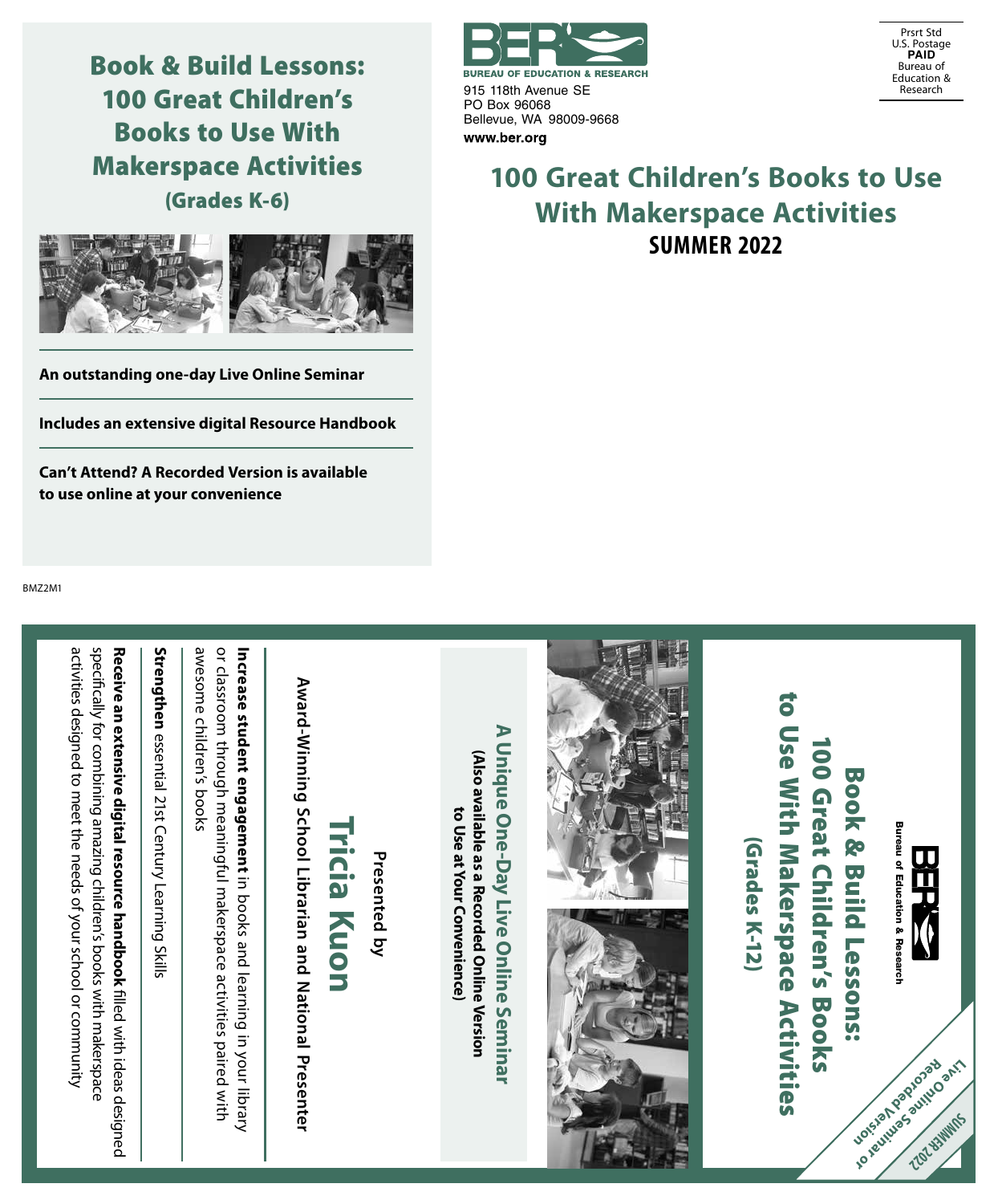# Book & Build Lessons: 100 Great Children's Books to Use With Makerspace Activities

**(Grades K-6)**

**An outstanding one-day Live Online Seminar**

**Includes an extensive digital Resource Handbook**

**Can't Attend? A Recorded Version is available to use online at your convenience**

BMZ2M1

BUREAU OF EDUCATION & RESEARCH
915 118th Avenue SE
PO Box 96068
Bellevue, WA 98009-9668
**www.ber.org**

Prsrt Std
U.S. Postage
**PAID**
Bureau of
Education &
Research

## 100 Great Children's Books to Use With Makerspace Activities

**SUMMER 2022**

Bureau of Education & Research

# Book & Build Lessons: 100 Great Children's Books to Use With Makerspace Activities

**(Grades K-12)**

Live Online Seminar or Recorded Version

SUMMER 2022

## A Unique One-Day Live Online Seminar

**(Also available as a Recorded Online Version to Use at Your Convenience)**

Presented by

## Tricia Kuon

**Award-Winning School Librarian and National Presenter**

**Increase student engagement** in books and learning in your library or classroom through meaningful makerspace activities paired with awesome children's books

**Strengthen** essential 21st Century Learning Skills

**Receive an extensive digital resource handbook** filled with ideas designed specifically for combining amazing children's books with makerspace activities designed to meet the needs of your school or community